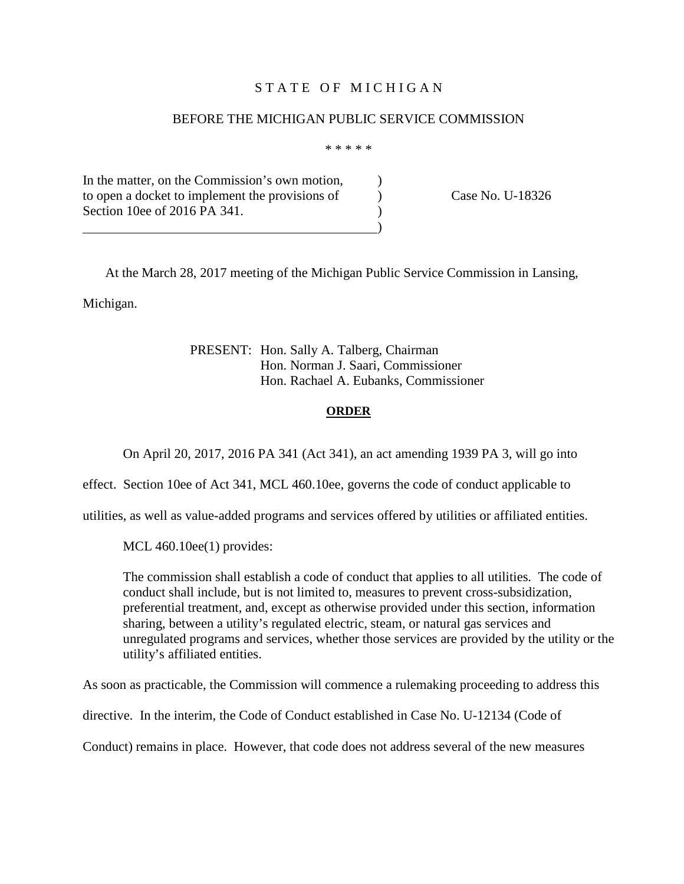STATE OF MICHIGAN

BEFORE THE MICHIGAN PUBLIC SERVICE COMMISSION

\* \* \* \* \*

In the matter, on the Commission's own motion, to open a docket to implement the provisions of Section 10ee of 2016 PA 341.

Case No. U-18326

At the March 28, 2017 meeting of the Michigan Public Service Commission in Lansing, Michigan.

PRESENT: Hon. Sally A. Talberg, Chairman
Hon. Norman J. Saari, Commissioner
Hon. Rachael A. Eubanks, Commissioner

## ORDER

On April 20, 2017, 2016 PA 341 (Act 341), an act amending 1939 PA 3, will go into effect. Section 10ee of Act 341, MCL 460.10ee, governs the code of conduct applicable to utilities, as well as value-added programs and services offered by utilities or affiliated entities.

MCL 460.10ee(1) provides:

> The commission shall establish a code of conduct that applies to all utilities. The code of conduct shall include, but is not limited to, measures to prevent cross-subsidization, preferential treatment, and, except as otherwise provided under this section, information sharing, between a utility's regulated electric, steam, or natural gas services and unregulated programs and services, whether those services are provided by the utility or the utility's affiliated entities.

As soon as practicable, the Commission will commence a rulemaking proceeding to address this directive. In the interim, the Code of Conduct established in Case No. U-12134 (Code of Conduct) remains in place. However, that code does not address several of the new measures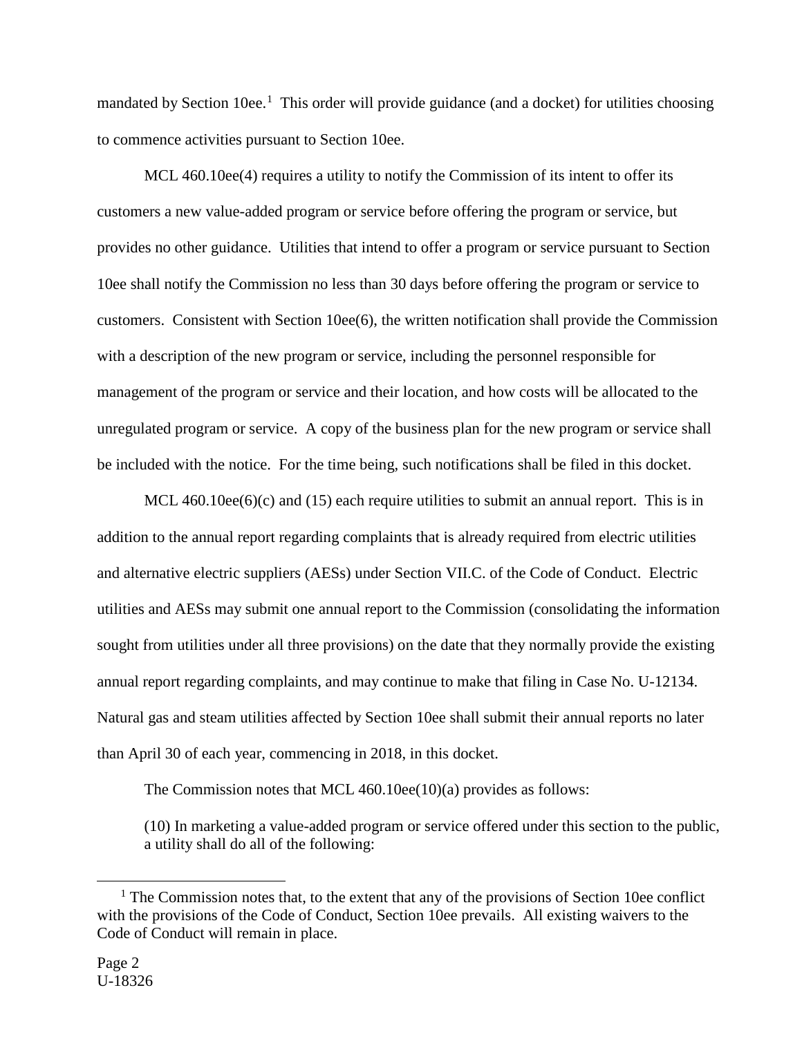mandated by Section 10ee.[1] This order will provide guidance (and a docket) for utilities choosing to commence activities pursuant to Section 10ee.

MCL 460.10ee(4) requires a utility to notify the Commission of its intent to offer its customers a new value-added program or service before offering the program or service, but provides no other guidance. Utilities that intend to offer a program or service pursuant to Section 10ee shall notify the Commission no less than 30 days before offering the program or service to customers. Consistent with Section 10ee(6), the written notification shall provide the Commission with a description of the new program or service, including the personnel responsible for management of the program or service and their location, and how costs will be allocated to the unregulated program or service. A copy of the business plan for the new program or service shall be included with the notice. For the time being, such notifications shall be filed in this docket.

MCL 460.10ee(6)(c) and (15) each require utilities to submit an annual report. This is in addition to the annual report regarding complaints that is already required from electric utilities and alternative electric suppliers (AESs) under Section VII.C. of the Code of Conduct. Electric utilities and AESs may submit one annual report to the Commission (consolidating the information sought from utilities under all three provisions) on the date that they normally provide the existing annual report regarding complaints, and may continue to make that filing in Case No. U-12134. Natural gas and steam utilities affected by Section 10ee shall submit their annual reports no later than April 30 of each year, commencing in 2018, in this docket.

The Commission notes that MCL 460.10ee(10)(a) provides as follows:

> (10) In marketing a value-added program or service offered under this section to the public, a utility shall do all of the following:

[1] The Commission notes that, to the extent that any of the provisions of Section 10ee conflict with the provisions of the Code of Conduct, Section 10ee prevails. All existing waivers to the Code of Conduct will remain in place.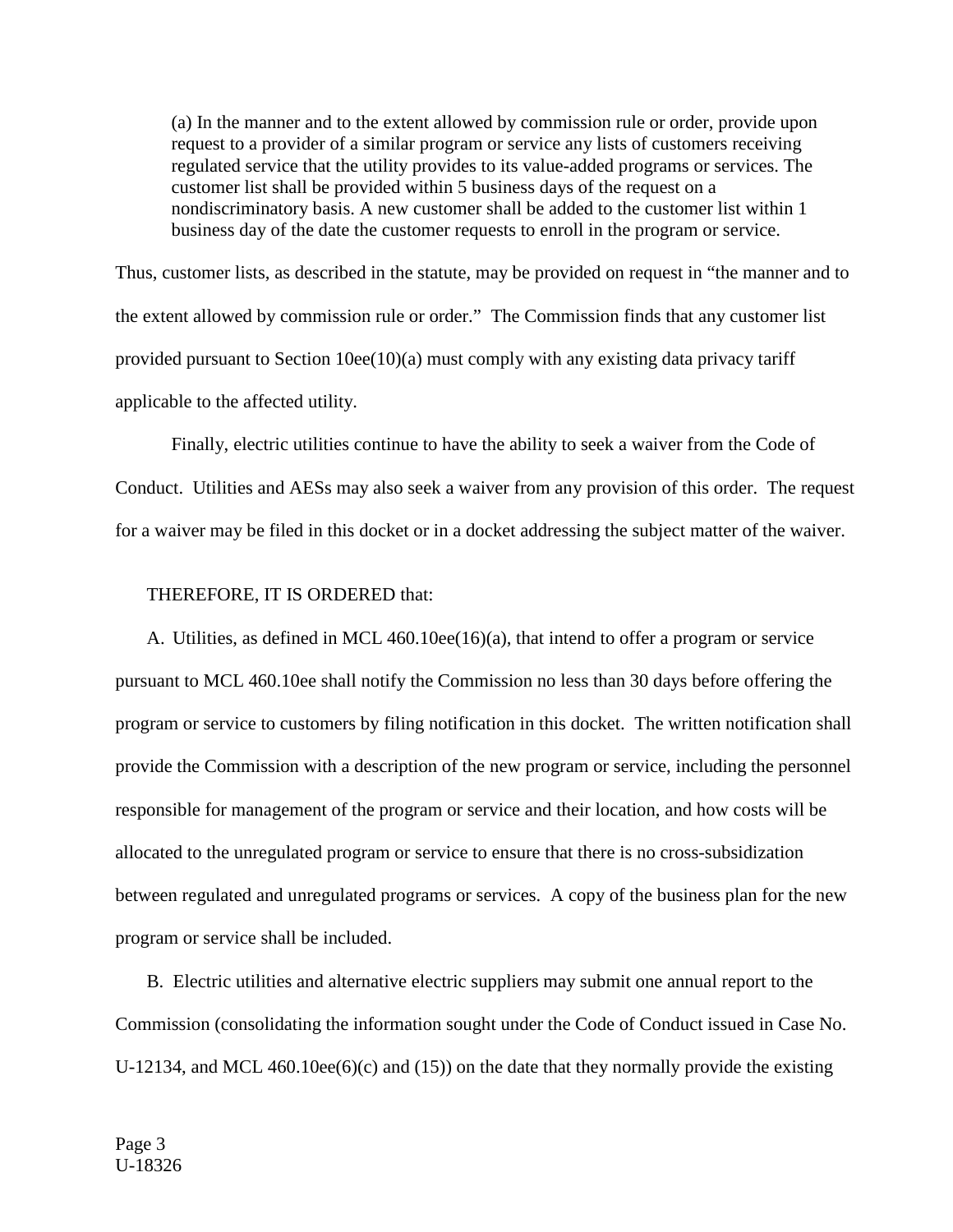> (a) In the manner and to the extent allowed by commission rule or order, provide upon request to a provider of a similar program or service any lists of customers receiving regulated service that the utility provides to its value-added programs or services. The customer list shall be provided within 5 business days of the request on a nondiscriminatory basis. A new customer shall be added to the customer list within 1 business day of the date the customer requests to enroll in the program or service.

Thus, customer lists, as described in the statute, may be provided on request in "the manner and to the extent allowed by commission rule or order." The Commission finds that any customer list provided pursuant to Section 10ee(10)(a) must comply with any existing data privacy tariff applicable to the affected utility.

Finally, electric utilities continue to have the ability to seek a waiver from the Code of Conduct. Utilities and AESs may also seek a waiver from any provision of this order. The request for a waiver may be filed in this docket or in a docket addressing the subject matter of the waiver.

THEREFORE, IT IS ORDERED that:

A. Utilities, as defined in MCL 460.10ee(16)(a), that intend to offer a program or service pursuant to MCL 460.10ee shall notify the Commission no less than 30 days before offering the program or service to customers by filing notification in this docket. The written notification shall provide the Commission with a description of the new program or service, including the personnel responsible for management of the program or service and their location, and how costs will be allocated to the unregulated program or service to ensure that there is no cross-subsidization between regulated and unregulated programs or services. A copy of the business plan for the new program or service shall be included.

B. Electric utilities and alternative electric suppliers may submit one annual report to the Commission (consolidating the information sought under the Code of Conduct issued in Case No. U-12134, and MCL 460.10ee(6)(c) and (15)) on the date that they normally provide the existing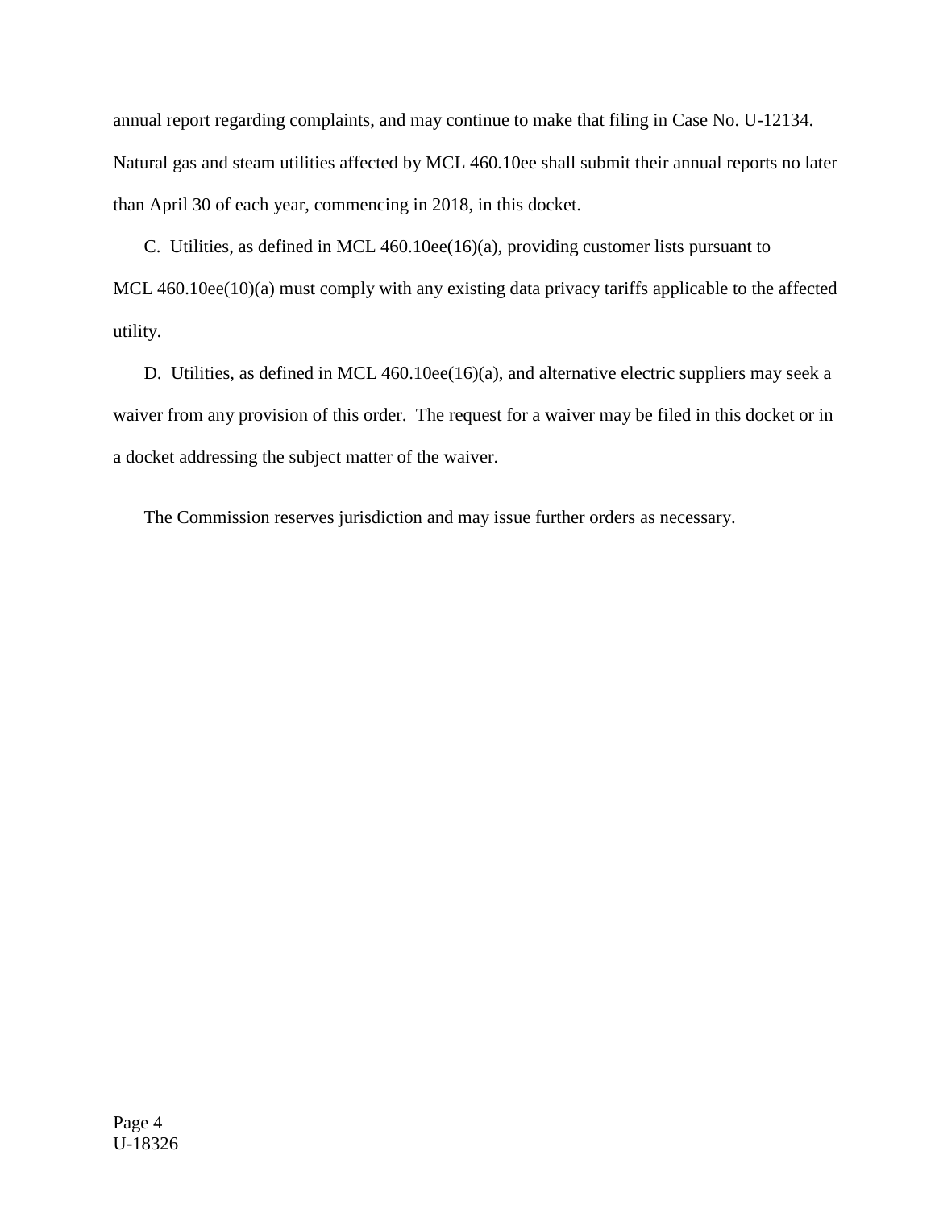annual report regarding complaints, and may continue to make that filing in Case No. U-12134. Natural gas and steam utilities affected by MCL 460.10ee shall submit their annual reports no later than April 30 of each year, commencing in 2018, in this docket.

C. Utilities, as defined in MCL 460.10ee(16)(a), providing customer lists pursuant to MCL 460.10ee(10)(a) must comply with any existing data privacy tariffs applicable to the affected utility.

D. Utilities, as defined in MCL 460.10ee(16)(a), and alternative electric suppliers may seek a waiver from any provision of this order. The request for a waiver may be filed in this docket or in a docket addressing the subject matter of the waiver.

The Commission reserves jurisdiction and may issue further orders as necessary.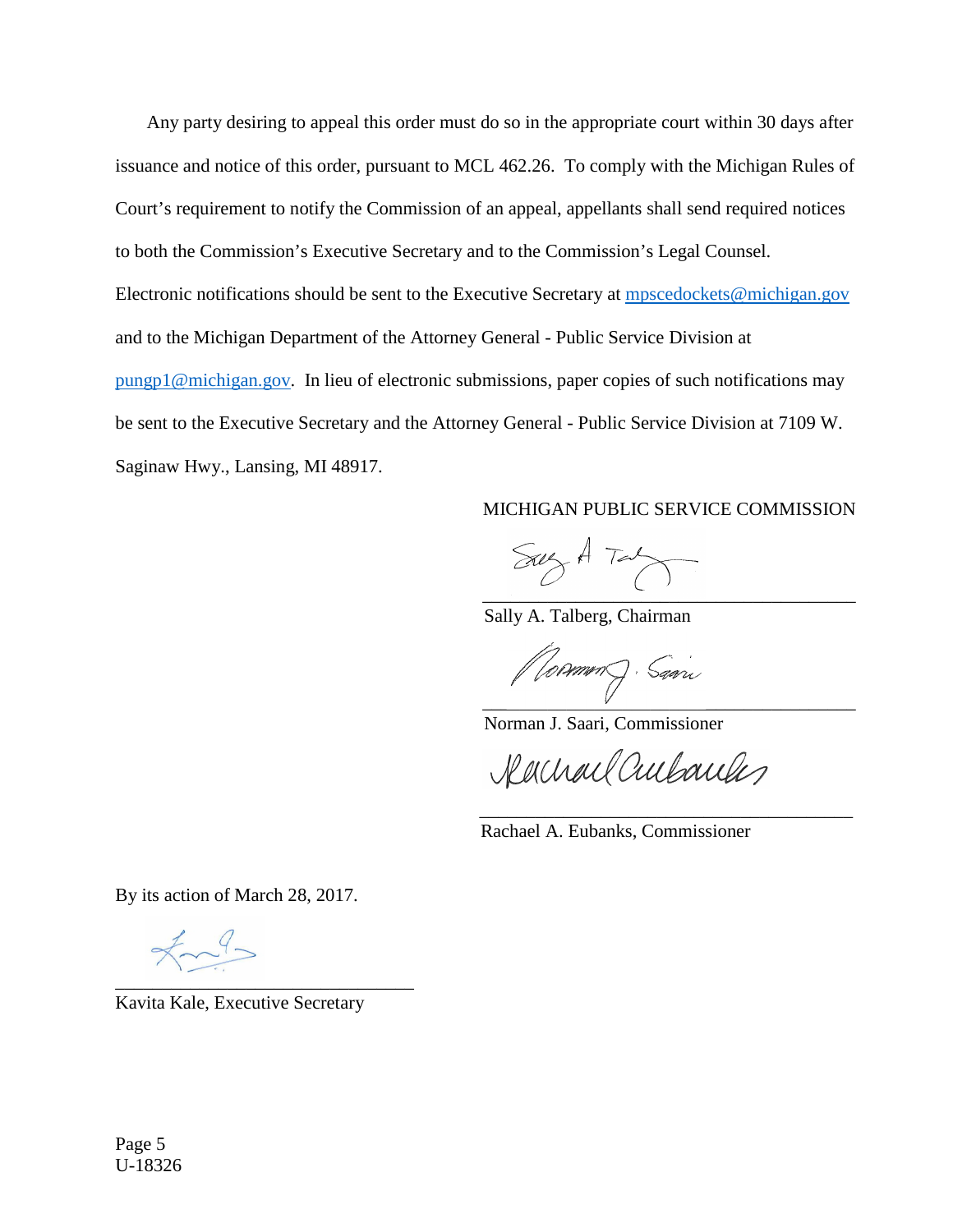Any party desiring to appeal this order must do so in the appropriate court within 30 days after issuance and notice of this order, pursuant to MCL 462.26. To comply with the Michigan Rules of Court's requirement to notify the Commission of an appeal, appellants shall send required notices to both the Commission's Executive Secretary and to the Commission's Legal Counsel. Electronic notifications should be sent to the Executive Secretary at mpscedockets@michigan.gov and to the Michigan Department of the Attorney General - Public Service Division at pungp1@michigan.gov. In lieu of electronic submissions, paper copies of such notifications may be sent to the Executive Secretary and the Attorney General - Public Service Division at 7109 W. Saginaw Hwy., Lansing, MI 48917.

MICHIGAN PUBLIC SERVICE COMMISSION

Sally A. Talberg, Chairman

Norman J. Saari, Commissioner

Rachael A. Eubanks, Commissioner

By its action of March 28, 2017.

Kavita Kale, Executive Secretary

Page 5
U-18326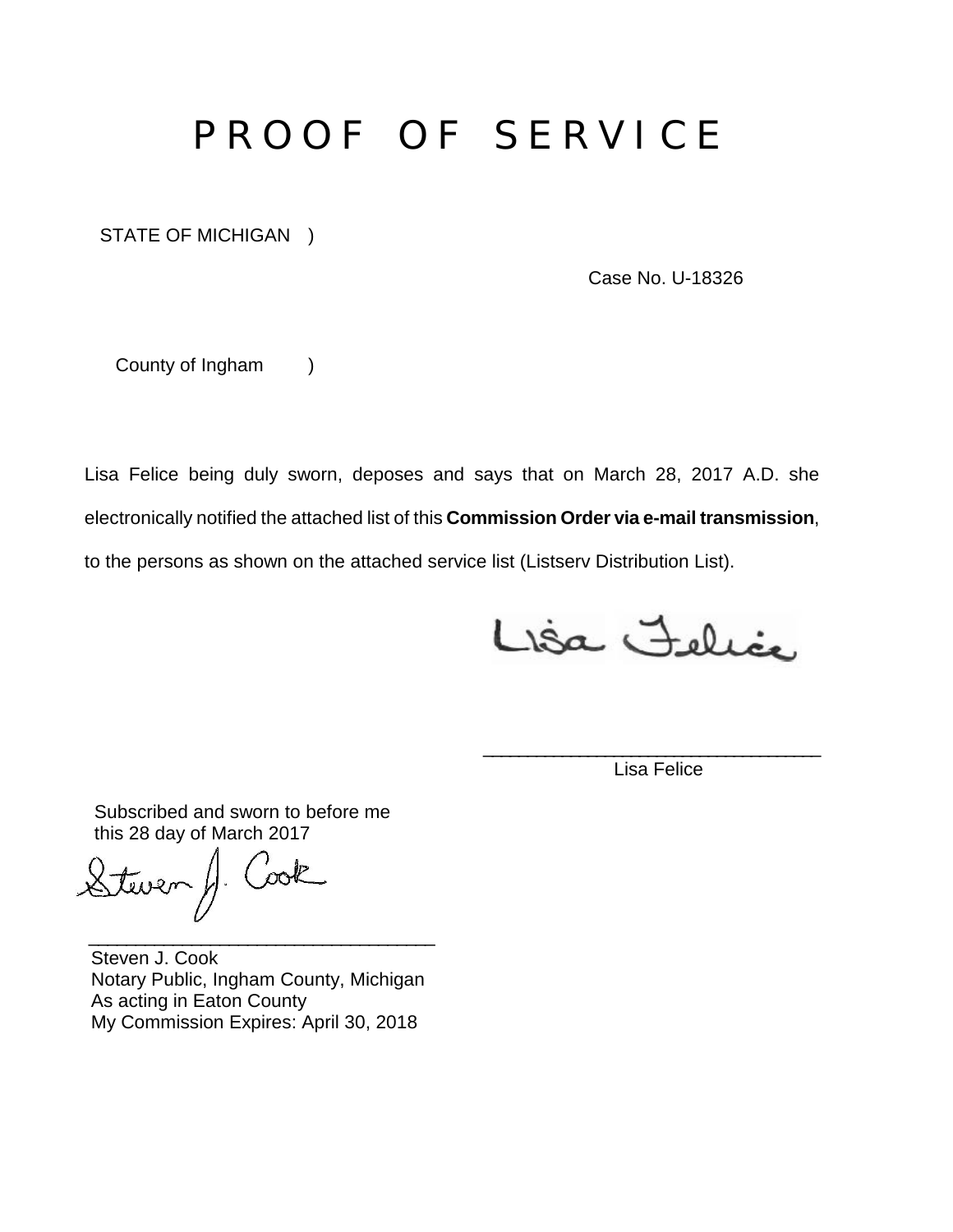# PROOF OF SERVICE

STATE OF MICHIGAN )

Case No. U-18326

County of Ingham )

Lisa Felice being duly sworn, deposes and says that on March 28, 2017 A.D. she electronically notified the attached list of this **Commission Order via e-mail transmission**, to the persons as shown on the attached service list (Listserv Distribution List).

Lisa Felice

\_\_\_\_\_\_\_\_\_\_\_\_\_\_\_\_\_\_\_\_\_\_\_\_\_\_\_\_\_\_\_\_\_\_

Lisa Felice

Subscribed and sworn to before me
this 28 day of March 2017

Steven J. Cook

\_\_\_\_\_\_\_\_\_\_\_\_\_\_\_\_\_\_\_\_\_\_\_\_\_\_\_\_\_\_\_\_\_\_

Steven J. Cook
Notary Public, Ingham County, Michigan
As acting in Eaton County
My Commission Expires: April 30, 2018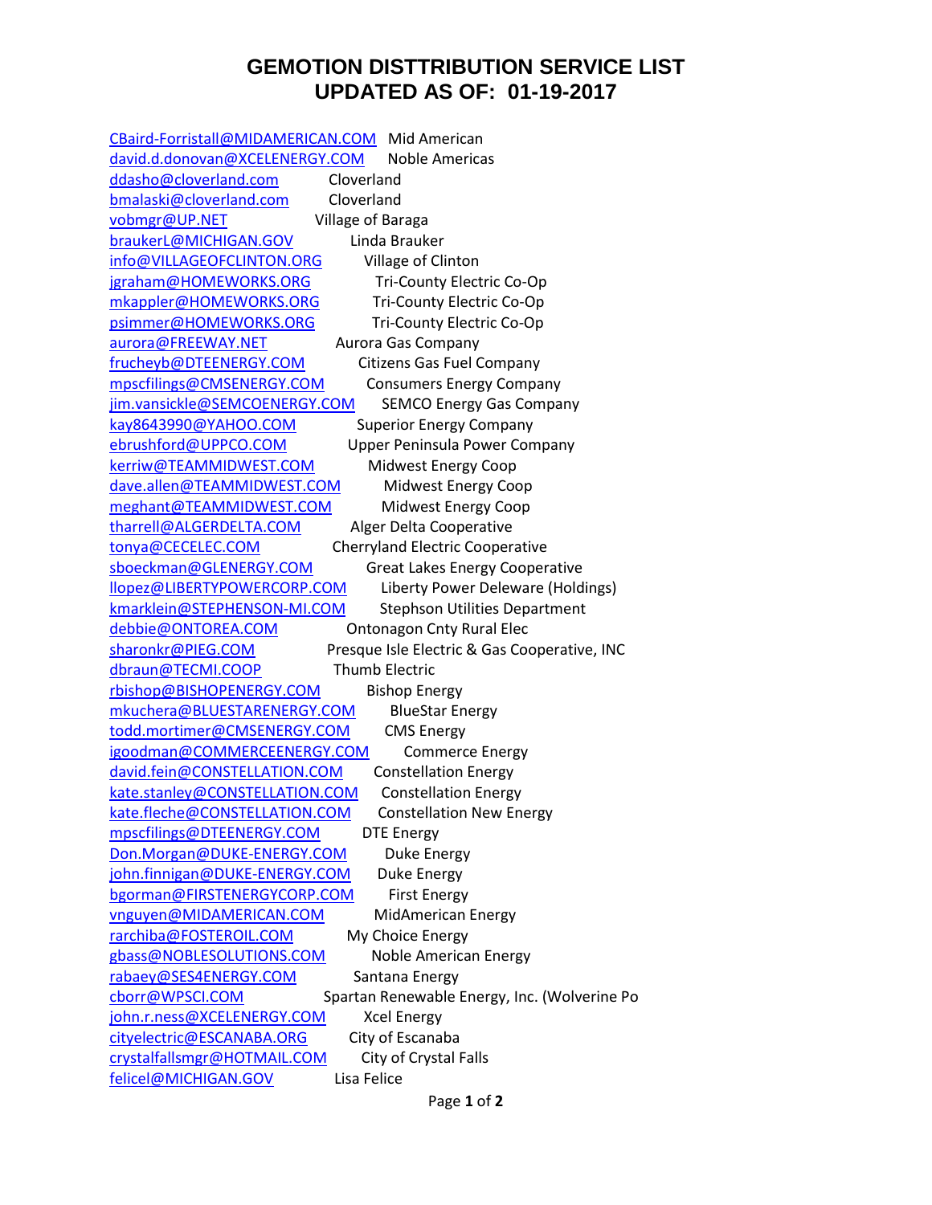# GEMOTION DISTTRIBUTION SERVICE LIST
# UPDATED AS OF: 01-19-2017

| Email | Name |
|---|---|
| CBaird-Forristall@MIDAMERICAN.COM | Mid American |
| david.d.donovan@XCELENERGY.COM | Noble Americas |
| ddasho@cloverland.com | Cloverland |
| bmalaski@cloverland.com | Cloverland |
| vobmgr@UP.NET | Village of Baraga |
| braukerL@MICHIGAN.GOV | Linda Brauker |
| info@VILLAGEOFCLINTON.ORG | Village of Clinton |
| jgraham@HOMEWORKS.ORG | Tri-County Electric Co-Op |
| mkappler@HOMEWORKS.ORG | Tri-County Electric Co-Op |
| psimmer@HOMEWORKS.ORG | Tri-County Electric Co-Op |
| aurora@FREEWAY.NET | Aurora Gas Company |
| frucheyb@DTEENERGY.COM | Citizens Gas Fuel Company |
| mpscfilings@CMSENERGY.COM | Consumers Energy Company |
| jim.vansickle@SEMCOENERGY.COM | SEMCO Energy Gas Company |
| kay8643990@YAHOO.COM | Superior Energy Company |
| ebrushford@UPPCO.COM | Upper Peninsula Power Company |
| kerriw@TEAMMIDWEST.COM | Midwest Energy Coop |
| dave.allen@TEAMMIDWEST.COM | Midwest Energy Coop |
| meghant@TEAMMIDWEST.COM | Midwest Energy Coop |
| tharrell@ALGERDELTA.COM | Alger Delta Cooperative |
| tonya@CECELEC.COM | Cherryland Electric Cooperative |
| sboeckman@GLENERGY.COM | Great Lakes Energy Cooperative |
| llopez@LIBERTYPOWERCORP.COM | Liberty Power Deleware (Holdings) |
| kmarklein@STEPHENSON-MI.COM | Stephson Utilities Department |
| debbie@ONTOREA.COM | Ontonagon Cnty Rural Elec |
| sharonkr@PIEG.COM | Presque Isle Electric & Gas Cooperative, INC |
| dbraun@TECMI.COOP | Thumb Electric |
| rbishop@BISHOPENERGY.COM | Bishop Energy |
| mkuchera@BLUESTARENERGY.COM | BlueStar Energy |
| todd.mortimer@CMSENERGY.COM | CMS Energy |
| igoodman@COMMERCEENERGY.COM | Commerce Energy |
| david.fein@CONSTELLATION.COM | Constellation Energy |
| kate.stanley@CONSTELLATION.COM | Constellation Energy |
| kate.fleche@CONSTELLATION.COM | Constellation New Energy |
| mpscfilings@DTEENERGY.COM | DTE Energy |
| Don.Morgan@DUKE-ENERGY.COM | Duke Energy |
| john.finnigan@DUKE-ENERGY.COM | Duke Energy |
| bgorman@FIRSTENERGYCORP.COM | First Energy |
| vnguyen@MIDAMERICAN.COM | MidAmerican Energy |
| rarchiba@FOSTEROIL.COM | My Choice Energy |
| gbass@NOBLESOLUTIONS.COM | Noble American Energy |
| rabaey@SES4ENERGY.COM | Santana Energy |
| cborr@WPSCI.COM | Spartan Renewable Energy, Inc. (Wolverine Po |
| john.r.ness@XCELENERGY.COM | Xcel Energy |
| cityelectric@ESCANABA.ORG | City of Escanaba |
| crystalfallsmgr@HOTMAIL.COM | City of Crystal Falls |
| felicel@MICHIGAN.GOV | Lisa Felice |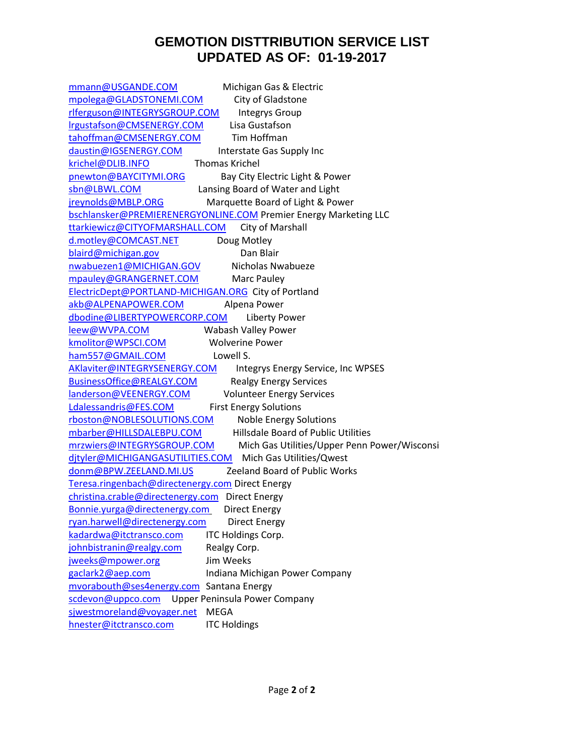# GEMOTION DISTTRIBUTION SERVICE LIST
# UPDATED AS OF: 01-19-2017

| | |
|---|---|
| mmann@USGANDE.COM | Michigan Gas & Electric |
| mpolega@GLADSTONEMI.COM | City of Gladstone |
| rlferguson@INTEGRYSGROUP.COM | Integrys Group |
| lrgustafson@CMSENERGY.COM | Lisa Gustafson |
| tahoffman@CMSENERGY.COM | Tim Hoffman |
| daustin@IGSENERGY.COM | Interstate Gas Supply Inc |
| krichel@DLIB.INFO | Thomas Krichel |
| pnewton@BAYCITYMI.ORG | Bay City Electric Light & Power |
| sbn@LBWL.COM | Lansing Board of Water and Light |
| jreynolds@MBLP.ORG | Marquette Board of Light & Power |
| bschlansker@PREMIERENERGYONLINE.COM | Premier Energy Marketing LLC |
| ttarkiewicz@CITYOFMARSHALL.COM | City of Marshall |
| d.motley@COMCAST.NET | Doug Motley |
| blaird@michigan.gov | Dan Blair |
| nwabuezen1@MICHIGAN.GOV | Nicholas Nwabueze |
| mpauley@GRANGERNET.COM | Marc Pauley |
| ElectricDept@PORTLAND-MICHIGAN.ORG | City of Portland |
| akb@ALPENAPOWER.COM | Alpena Power |
| dbodine@LIBERTYPOWERCORP.COM | Liberty Power |
| leew@WVPA.COM | Wabash Valley Power |
| kmolitor@WPSCI.COM | Wolverine Power |
| ham557@GMAIL.COM | Lowell S. |
| AKlaviter@INTEGRYSENERGY.COM | Integrys Energy Service, Inc WPSES |
| BusinessOffice@REALGY.COM | Realgy Energy Services |
| landerson@VEENERGY.COM | Volunteer Energy Services |
| Ldalessandris@FES.COM | First Energy Solutions |
| rboston@NOBLESOLUTIONS.COM | Noble Energy Solutions |
| mbarber@HILLSDALEBPU.COM | Hillsdale Board of Public Utilities |
| mrzwiers@INTEGRYSGROUP.COM | Mich Gas Utilities/Upper Penn Power/Wisconsi |
| djtyler@MICHIGANGASUTILITIES.COM | Mich Gas Utilities/Qwest |
| donm@BPW.ZEELAND.MI.US | Zeeland Board of Public Works |
| Teresa.ringenbach@directenergy.com | Direct Energy |
| christina.crable@directenergy.com | Direct Energy |
| Bonnie.yurga@directenergy.com | Direct Energy |
| ryan.harwell@directenergy.com | Direct Energy |
| kadardwa@itctransco.com | ITC Holdings Corp. |
| johnbistranin@realgy.com | Realgy Corp. |
| jweeks@mpower.org | Jim Weeks |
| gaclark2@aep.com | Indiana Michigan Power Company |
| mvorabouth@ses4energy.com | Santana Energy |
| scdevon@uppco.com | Upper Peninsula Power Company |
| sjwestmoreland@voyager.net | MEGA |
| hnester@itctransco.com | ITC Holdings |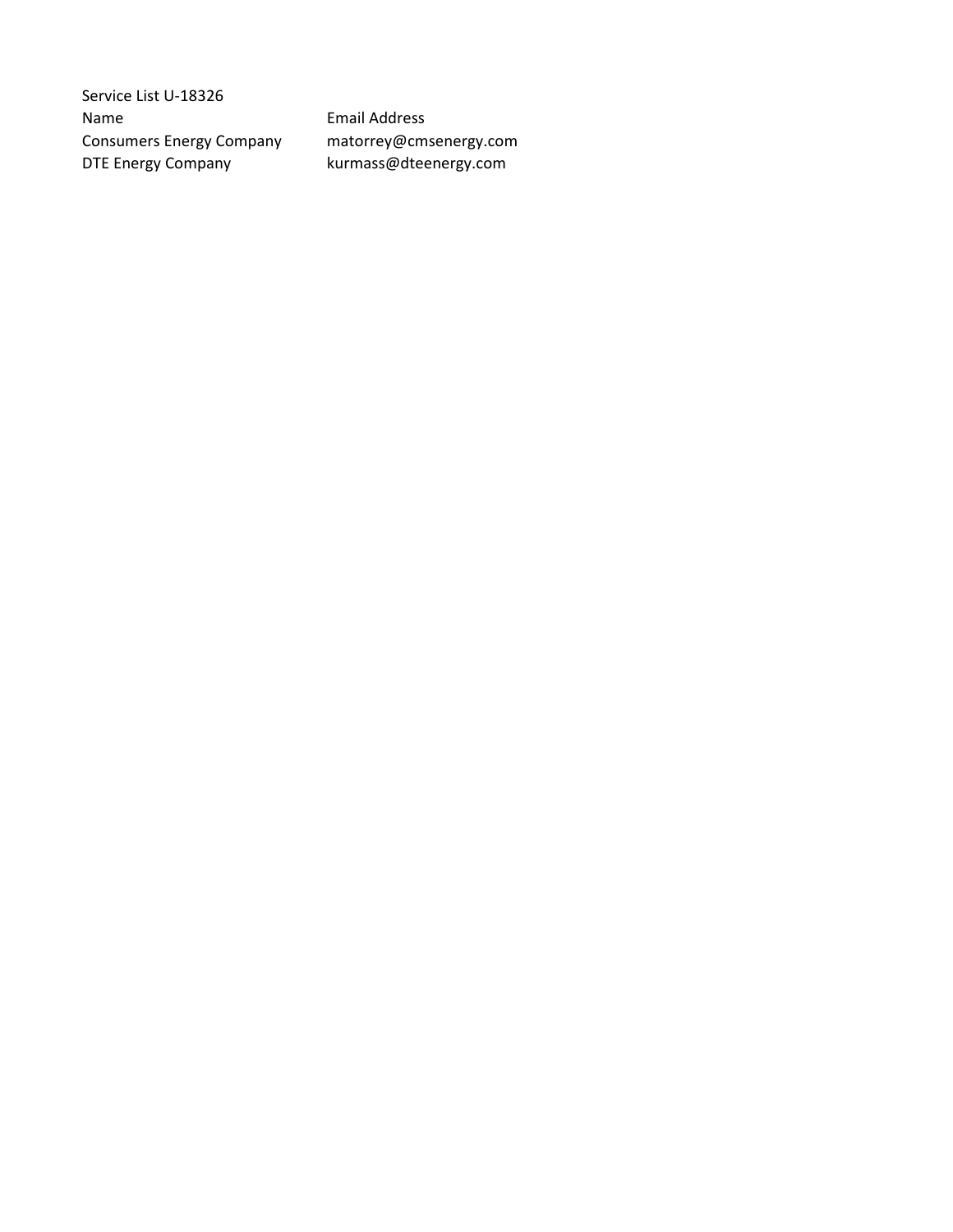Service List U-18326

| Name | Email Address |
| --- | --- |
| Consumers Energy Company | matorrey@cmsenergy.com |
| DTE Energy Company | kurmass@dteenergy.com |